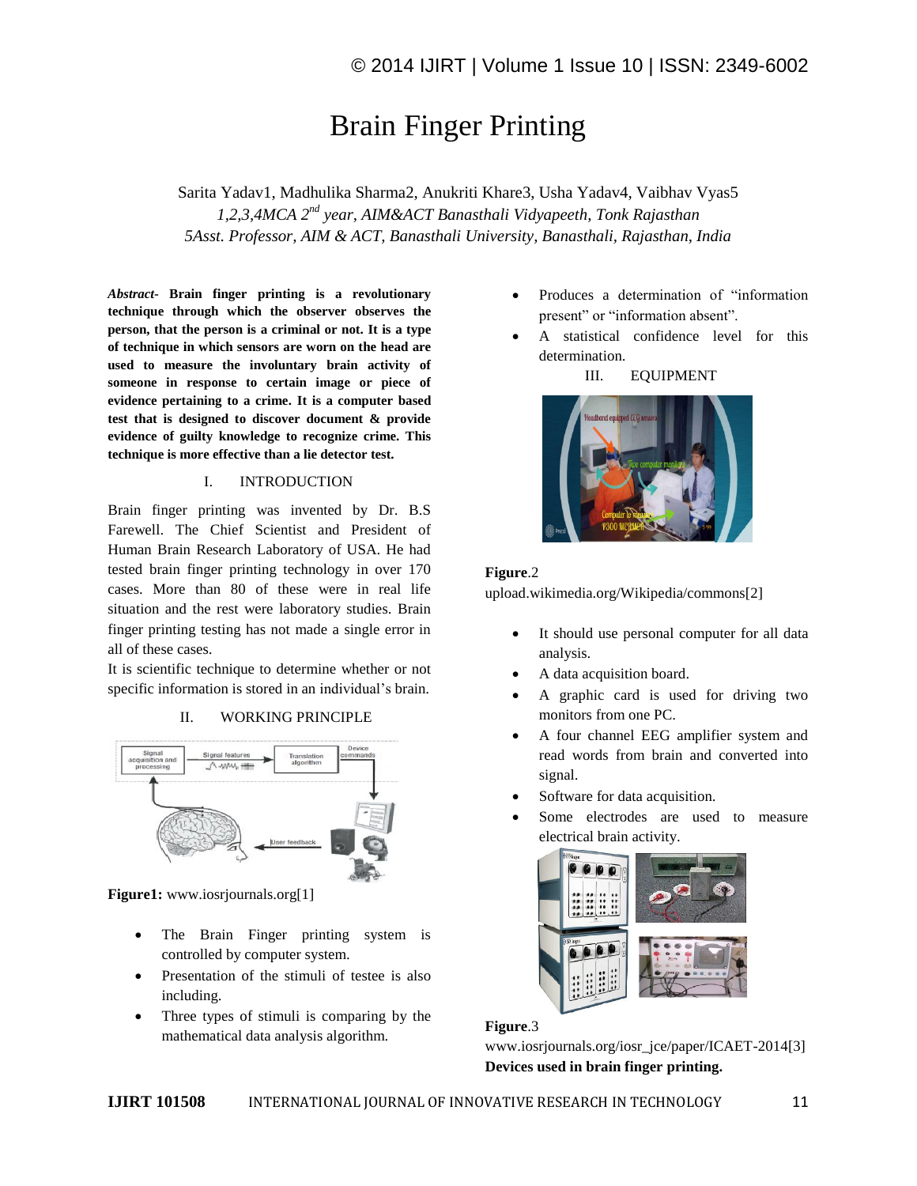# Brain Finger Printing

Sarita Yadav1, Madhulika Sharma2, Anukriti Khare3, Usha Yadav4, Vaibhav Vyas5

*1,2,3,4MCA 2nd year, AIM&ACT Banasthali Vidyapeeth, Tonk Rajasthan*

*5Asst. Professor, AIM & ACT, Banasthali University, Banasthali, Rajasthan, India*

***Abstract-*** **Brain finger printing is a revolutionary technique through which the observer observes the person, that the person is a criminal or not. It is a type of technique in which sensors are worn on the head are used to measure the involuntary brain activity of someone in response to certain image or piece of evidence pertaining to a crime. It is a computer based test that is designed to discover document & provide evidence of guilty knowledge to recognize crime. This technique is more effective than a lie detector test.**

## I. INTRODUCTION

Brain finger printing was invented by Dr. B.S Farewell. The Chief Scientist and President of Human Brain Research Laboratory of USA. He had tested brain finger printing technology in over 170 cases. More than 80 of these were in real life situation and the rest were laboratory studies. Brain finger printing testing has not made a single error in all of these cases.

It is scientific technique to determine whether or not specific information is stored in an individual's brain.

## II. WORKING PRINCIPLE

**Figure1:** www.iosrjournals.org[1]

- The Brain Finger printing system is controlled by computer system.
- Presentation of the stimuli of testee is also including.
- Three types of stimuli is comparing by the mathematical data analysis algorithm.
- Produces a determination of "information present" or "information absent".
- A statistical confidence level for this determination.

## III. EQUIPMENT

**Figure**.2

upload.wikimedia.org/Wikipedia/commons[2]

- It should use personal computer for all data analysis.
- A data acquisition board.
- A graphic card is used for driving two monitors from one PC.
- A four channel EEG amplifier system and read words from brain and converted into signal.
- Software for data acquisition.
- Some electrodes are used to measure electrical brain activity.

**Figure**.3

www.iosrjournals.org/iosr_jce/paper/ICAET-2014[3]

**Devices used in brain finger printing.**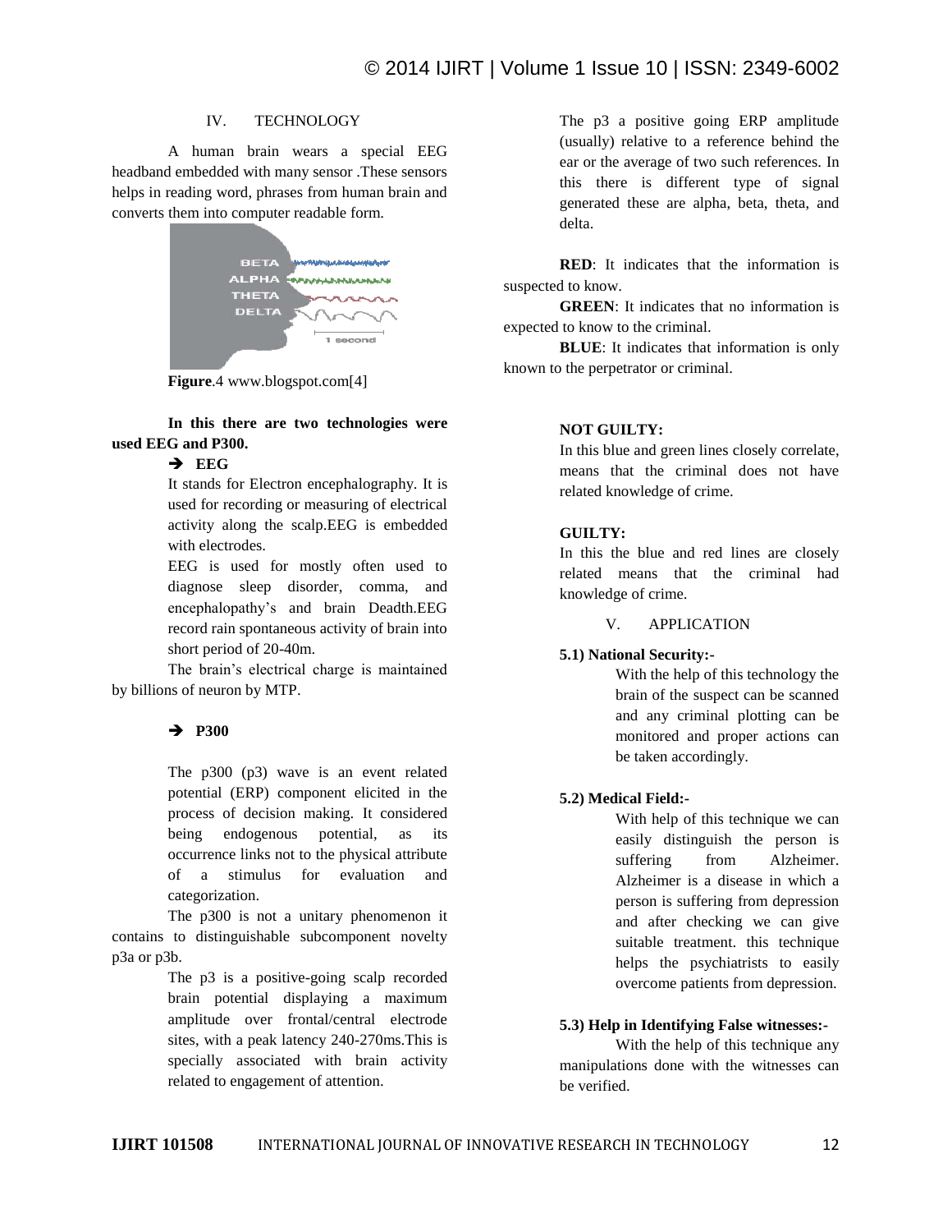## IV. TECHNOLOGY

A human brain wears a special EEG headband embedded with many sensor .These sensors helps in reading word, phrases from human brain and converts them into computer readable form.

**Figure**.4 www.blogspot.com[4]

**In this there are two technologies were used EEG and P300.**

➔ **EEG**

It stands for Electron encephalography. It is used for recording or measuring of electrical activity along the scalp.EEG is embedded with electrodes.

EEG is used for mostly often used to diagnose sleep disorder, comma, and encephalopathy's and brain Deadth.EEG record rain spontaneous activity of brain into short period of 20-40m.

The brain's electrical charge is maintained by billions of neuron by MTP.

➔ **P300**

The p300 (p3) wave is an event related potential (ERP) component elicited in the process of decision making. It considered being endogenous potential, as its occurrence links not to the physical attribute of a stimulus for evaluation and categorization.

The p300 is not a unitary phenomenon it contains to distinguishable subcomponent novelty p3a or p3b.

The p3 is a positive-going scalp recorded brain potential displaying a maximum amplitude over frontal/central electrode sites, with a peak latency 240-270ms.This is specially associated with brain activity related to engagement of attention.

The p3 a positive going ERP amplitude (usually) relative to a reference behind the ear or the average of two such references. In this there is different type of signal generated these are alpha, beta, theta, and delta.

**RED**: It indicates that the information is suspected to know.

**GREEN**: It indicates that no information is expected to know to the criminal.

**BLUE**: It indicates that information is only known to the perpetrator or criminal.

**NOT GUILTY:**

In this blue and green lines closely correlate, means that the criminal does not have related knowledge of crime.

**GUILTY:**

In this the blue and red lines are closely related means that the criminal had knowledge of crime.

## V. APPLICATION

**5.1) National Security:-**

With the help of this technology the brain of the suspect can be scanned and any criminal plotting can be monitored and proper actions can be taken accordingly.

**5.2) Medical Field:-**

With help of this technique we can easily distinguish the person is suffering from Alzheimer. Alzheimer is a disease in which a person is suffering from depression and after checking we can give suitable treatment. this technique helps the psychiatrists to easily overcome patients from depression.

**5.3) Help in Identifying False witnesses:-**

With the help of this technique any manipulations done with the witnesses can be verified.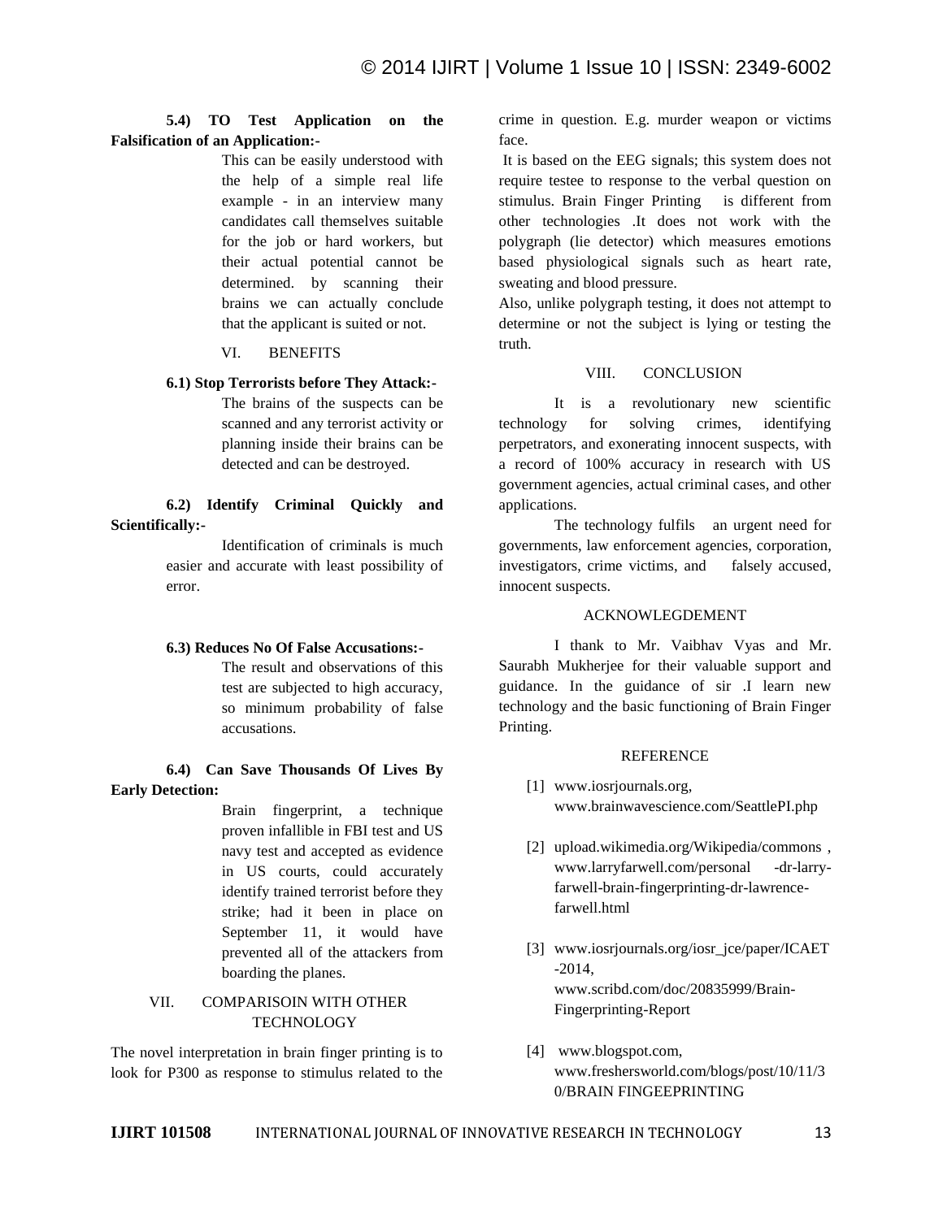**5.4) TO Test Application on the Falsification of an Application:-**

This can be easily understood with the help of a simple real life example - in an interview many candidates call themselves suitable for the job or hard workers, but their actual potential cannot be determined. by scanning their brains we can actually conclude that the applicant is suited or not.

## VI. BENEFITS

**6.1) Stop Terrorists before They Attack:-**

The brains of the suspects can be scanned and any terrorist activity or planning inside their brains can be detected and can be destroyed.

**6.2) Identify Criminal Quickly and Scientifically:-**

Identification of criminals is much easier and accurate with least possibility of error.

**6.3) Reduces No Of False Accusations:-**

The result and observations of this test are subjected to high accuracy, so minimum probability of false accusations.

**6.4) Can Save Thousands Of Lives By Early Detection:**

Brain fingerprint, a technique proven infallible in FBI test and US navy test and accepted as evidence in US courts, could accurately identify trained terrorist before they strike; had it been in place on September 11, it would have prevented all of the attackers from boarding the planes.

## VII. COMPARISOIN WITH OTHER TECHNOLOGY

The novel interpretation in brain finger printing is to look for P300 as response to stimulus related to the crime in question. E.g. murder weapon or victims face.

It is based on the EEG signals; this system does not require testee to response to the verbal question on stimulus. Brain Finger Printing is different from other technologies .It does not work with the polygraph (lie detector) which measures emotions based physiological signals such as heart rate, sweating and blood pressure.

Also, unlike polygraph testing, it does not attempt to determine or not the subject is lying or testing the truth.

## VIII. CONCLUSION

It is a revolutionary new scientific technology for solving crimes, identifying perpetrators, and exonerating innocent suspects, with a record of 100% accuracy in research with US government agencies, actual criminal cases, and other applications.

The technology fulfils an urgent need for governments, law enforcement agencies, corporation, investigators, crime victims, and falsely accused, innocent suspects.

## ACKNOWLEGDEMENT

I thank to Mr. Vaibhav Vyas and Mr. Saurabh Mukherjee for their valuable support and guidance. In the guidance of sir .I learn new technology and the basic functioning of Brain Finger Printing.

## REFERENCE

[1] www.iosrjournals.org, www.brainwavescience.com/SeattlePI.php

[2] upload.wikimedia.org/Wikipedia/commons , www.larryfarwell.com/personal -dr-larry-farwell-brain-fingerprinting-dr-lawrence-farwell.html

[3] www.iosrjournals.org/iosr_jce/paper/ICAET-2014, www.scribd.com/doc/20835999/Brain-Fingerprinting-Report

[4] www.blogspot.com, www.freshersworld.com/blogs/post/10/11/30/BRAIN FINGEEPRINTING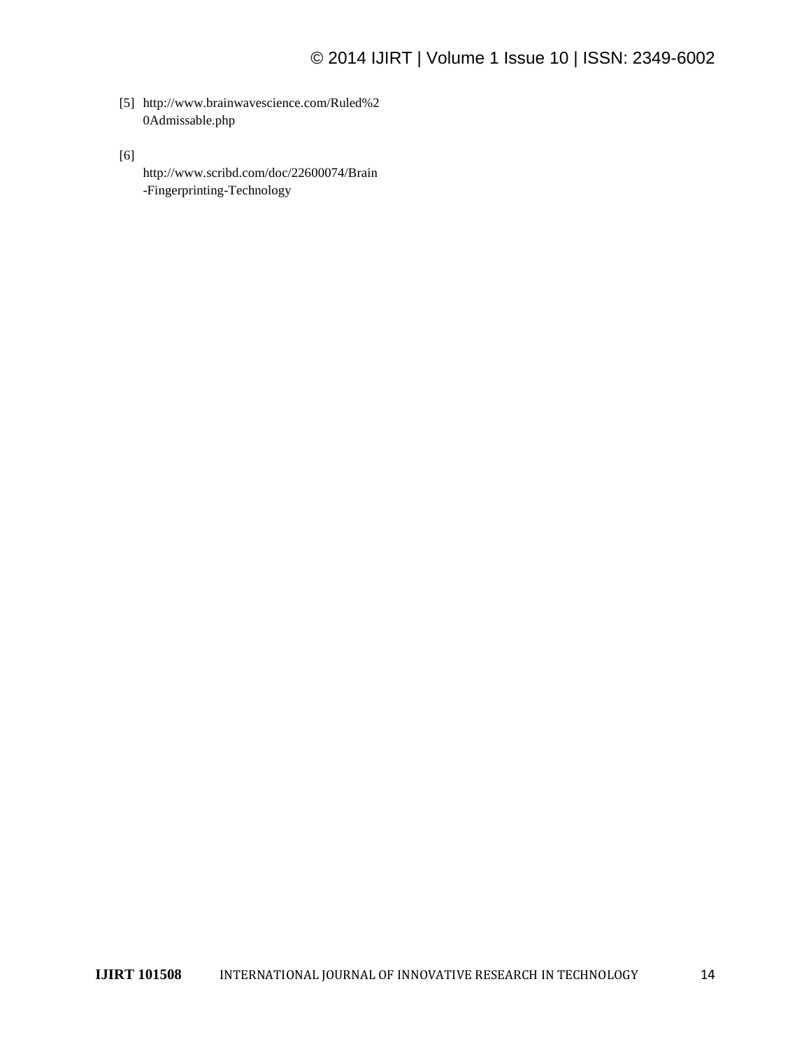[5] http://www.brainwavescience.com/Ruled%20Admissable.php

[6] http://www.scribd.com/doc/22600074/Brain-Fingerprinting-Technology